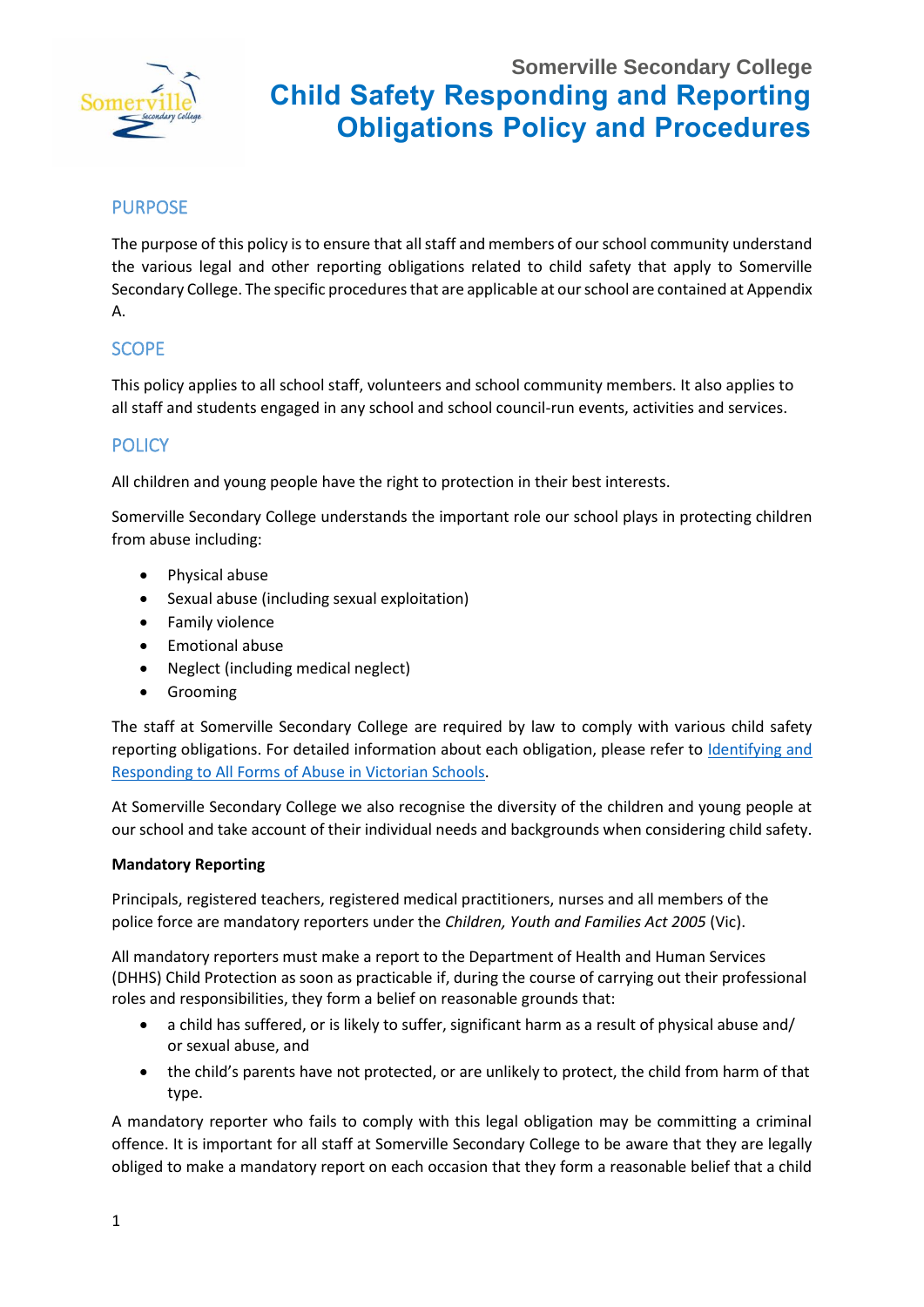Somerville Secondary College

# Child Safety Responding and Reporting Obligations Policy and Procedures

## PURPOSE

The purpose of this policy is to ensure that all staff and members of our school community understand the various legal and other reporting obligations related to child safety that apply to Somerville Secondary College. The specific procedures that are applicable at our school are contained at Appendix A.

## SCOPE

This policy applies to all school staff, volunteers and school community members. It also applies to all staff and students engaged in any school and school council-run events, activities and services.

## POLICY

All children and young people have the right to protection in their best interests.

Somerville Secondary College understands the important role our school plays in protecting children from abuse including:

- Physical abuse
- Sexual abuse (including sexual exploitation)
- Family violence
- Emotional abuse
- Neglect (including medical neglect)
- Grooming

The staff at Somerville Secondary College are required by law to comply with various child safety reporting obligations. For detailed information about each obligation, please refer to Identifying and Responding to All Forms of Abuse in Victorian Schools.

At Somerville Secondary College we also recognise the diversity of the children and young people at our school and take account of their individual needs and backgrounds when considering child safety.

**Mandatory Reporting**

Principals, registered teachers, registered medical practitioners, nurses and all members of the police force are mandatory reporters under the *Children, Youth and Families Act 2005* (Vic).

All mandatory reporters must make a report to the Department of Health and Human Services (DHHS) Child Protection as soon as practicable if, during the course of carrying out their professional roles and responsibilities, they form a belief on reasonable grounds that:

- a child has suffered, or is likely to suffer, significant harm as a result of physical abuse and/ or sexual abuse, and
- the child's parents have not protected, or are unlikely to protect, the child from harm of that type.

A mandatory reporter who fails to comply with this legal obligation may be committing a criminal offence. It is important for all staff at Somerville Secondary College to be aware that they are legally obliged to make a mandatory report on each occasion that they form a reasonable belief that a child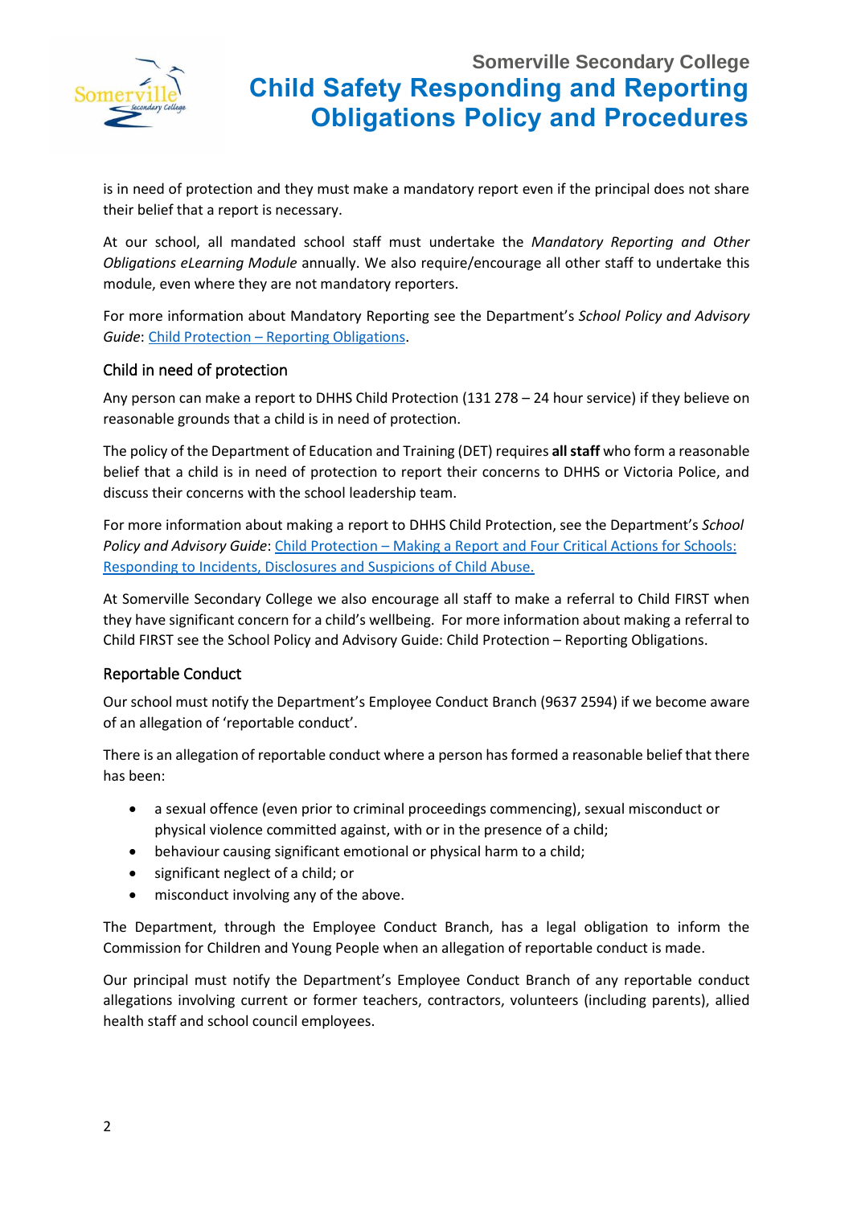is in need of protection and they must make a mandatory report even if the principal does not share their belief that a report is necessary.

At our school, all mandated school staff must undertake the *Mandatory Reporting and Other Obligations eLearning Module* annually. We also require/encourage all other staff to undertake this module, even where they are not mandatory reporters.

For more information about Mandatory Reporting see the Department's *School Policy and Advisory Guide*: [Child Protection – Reporting Obligations](#).

## Child in need of protection

Any person can make a report to DHHS Child Protection (131 278 – 24 hour service) if they believe on reasonable grounds that a child is in need of protection.

The policy of the Department of Education and Training (DET) requires **all staff** who form a reasonable belief that a child is in need of protection to report their concerns to DHHS or Victoria Police, and discuss their concerns with the school leadership team.

For more information about making a report to DHHS Child Protection, see the Department's *School Policy and Advisory Guide*: [Child Protection – Making a Report and Four Critical Actions for Schools: Responding to Incidents, Disclosures and Suspicions of Child Abuse.](#)

At Somerville Secondary College we also encourage all staff to make a referral to Child FIRST when they have significant concern for a child's wellbeing. For more information about making a referral to Child FIRST see the School Policy and Advisory Guide: Child Protection – Reporting Obligations.

## Reportable Conduct

Our school must notify the Department's Employee Conduct Branch (9637 2594) if we become aware of an allegation of 'reportable conduct'.

There is an allegation of reportable conduct where a person has formed a reasonable belief that there has been:

- a sexual offence (even prior to criminal proceedings commencing), sexual misconduct or physical violence committed against, with or in the presence of a child;
- behaviour causing significant emotional or physical harm to a child;
- significant neglect of a child; or
- misconduct involving any of the above.

The Department, through the Employee Conduct Branch, has a legal obligation to inform the Commission for Children and Young People when an allegation of reportable conduct is made.

Our principal must notify the Department's Employee Conduct Branch of any reportable conduct allegations involving current or former teachers, contractors, volunteers (including parents), allied health staff and school council employees.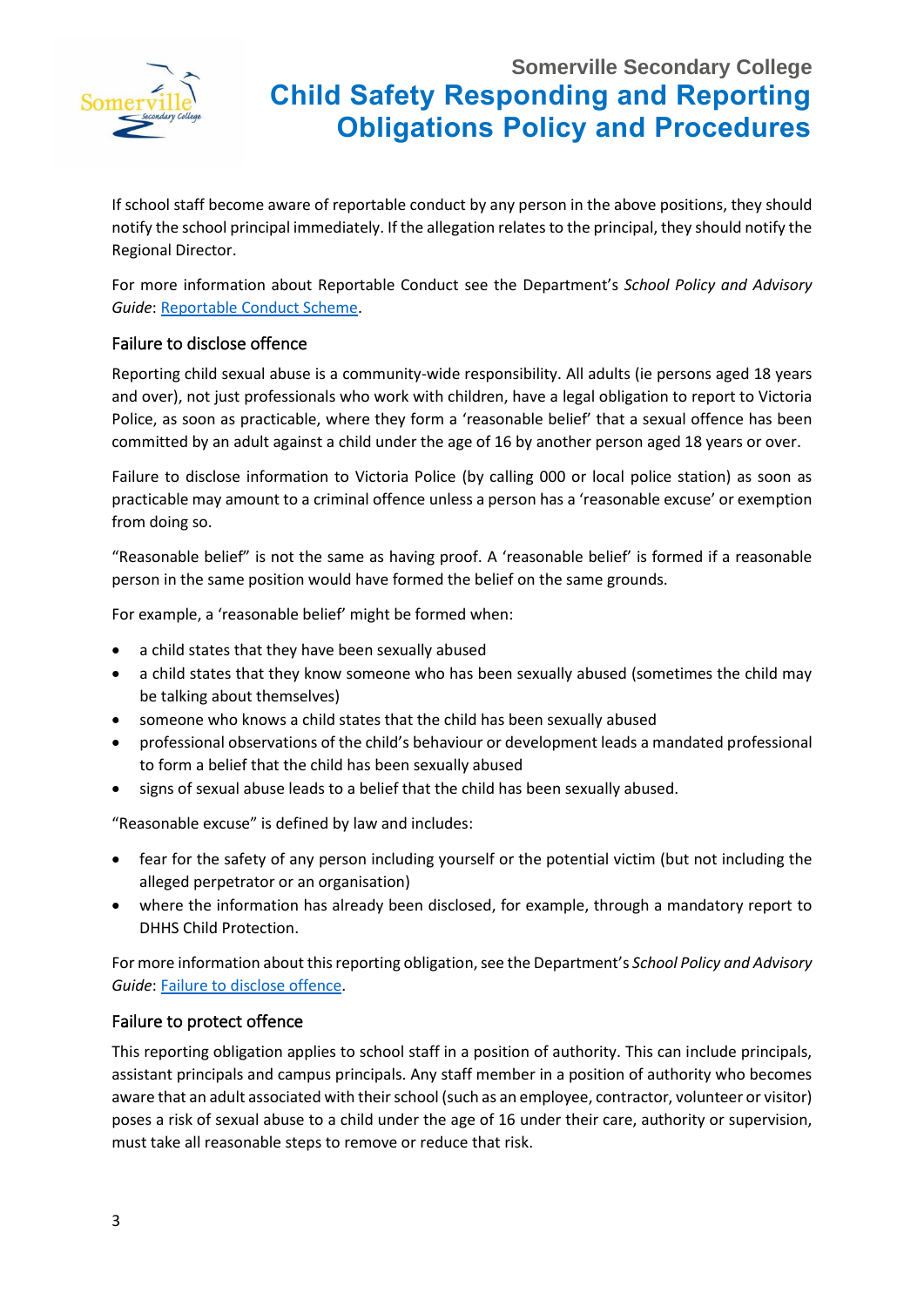If school staff become aware of reportable conduct by any person in the above positions, they should notify the school principal immediately. If the allegation relates to the principal, they should notify the Regional Director.

For more information about Reportable Conduct see the Department's *School Policy and Advisory Guide*: [Reportable Conduct Scheme](Reportable Conduct Scheme).

## Failure to disclose offence

Reporting child sexual abuse is a community-wide responsibility. All adults (ie persons aged 18 years and over), not just professionals who work with children, have a legal obligation to report to Victoria Police, as soon as practicable, where they form a 'reasonable belief' that a sexual offence has been committed by an adult against a child under the age of 16 by another person aged 18 years or over.

Failure to disclose information to Victoria Police (by calling 000 or local police station) as soon as practicable may amount to a criminal offence unless a person has a 'reasonable excuse' or exemption from doing so.

"Reasonable belief" is not the same as having proof. A 'reasonable belief' is formed if a reasonable person in the same position would have formed the belief on the same grounds.

For example, a 'reasonable belief' might be formed when:

- a child states that they have been sexually abused
- a child states that they know someone who has been sexually abused (sometimes the child may be talking about themselves)
- someone who knows a child states that the child has been sexually abused
- professional observations of the child's behaviour or development leads a mandated professional to form a belief that the child has been sexually abused
- signs of sexual abuse leads to a belief that the child has been sexually abused.

"Reasonable excuse" is defined by law and includes:

- fear for the safety of any person including yourself or the potential victim (but not including the alleged perpetrator or an organisation)
- where the information has already been disclosed, for example, through a mandatory report to DHHS Child Protection.

For more information about this reporting obligation, see the Department's *School Policy and Advisory Guide*: [Failure to disclose offence](Failure to disclose offence).

## Failure to protect offence

This reporting obligation applies to school staff in a position of authority. This can include principals, assistant principals and campus principals. Any staff member in a position of authority who becomes aware that an adult associated with their school (such as an employee, contractor, volunteer or visitor) poses a risk of sexual abuse to a child under the age of 16 under their care, authority or supervision, must take all reasonable steps to remove or reduce that risk.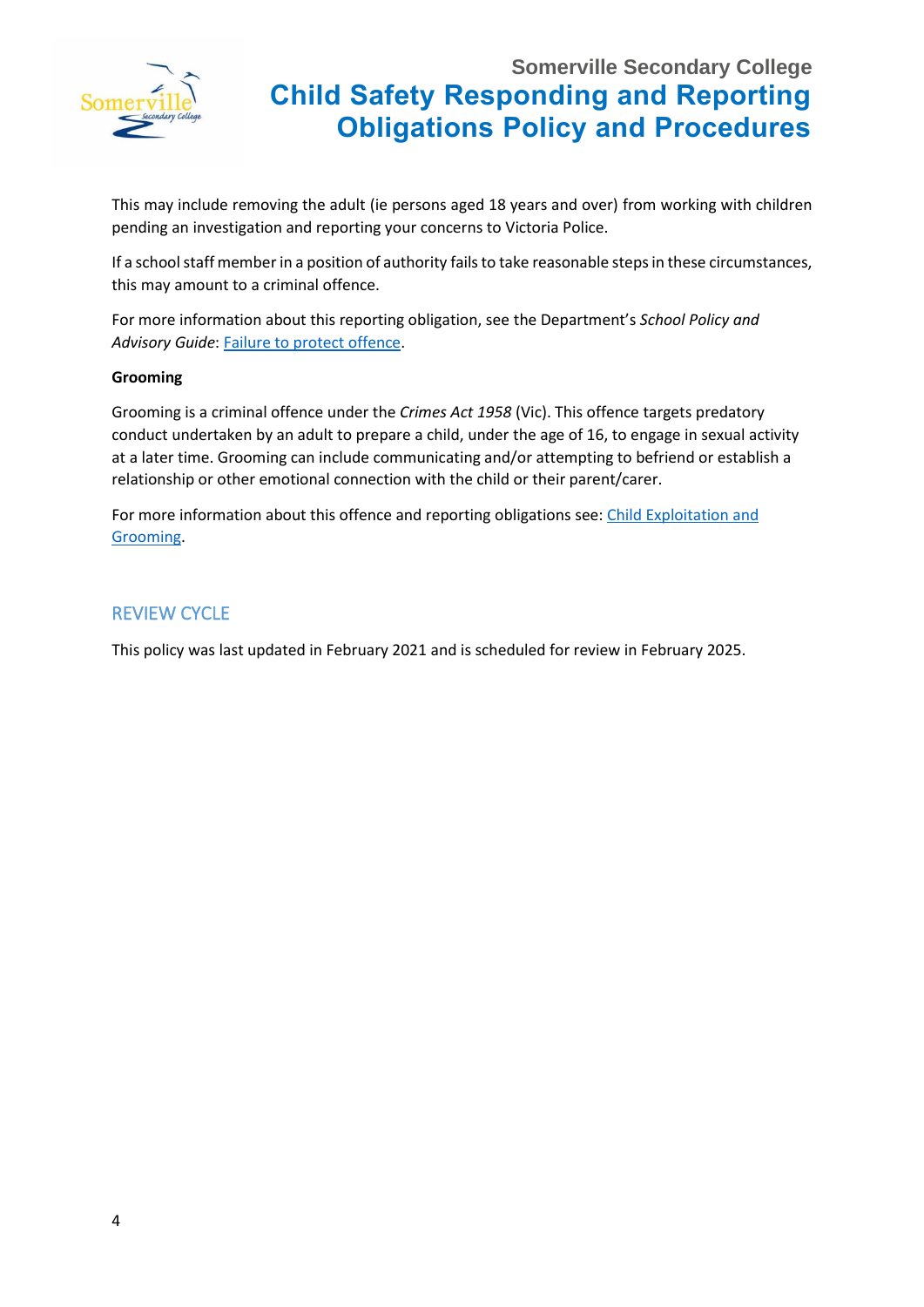This may include removing the adult (ie persons aged 18 years and over) from working with children pending an investigation and reporting your concerns to Victoria Police.

If a school staff member in a position of authority fails to take reasonable steps in these circumstances, this may amount to a criminal offence.

For more information about this reporting obligation, see the Department's *School Policy and Advisory Guide*: Failure to protect offence.

**Grooming**

Grooming is a criminal offence under the *Crimes Act 1958* (Vic). This offence targets predatory conduct undertaken by an adult to prepare a child, under the age of 16, to engage in sexual activity at a later time. Grooming can include communicating and/or attempting to befriend or establish a relationship or other emotional connection with the child or their parent/carer.

For more information about this offence and reporting obligations see: Child Exploitation and Grooming.

## REVIEW CYCLE

This policy was last updated in February 2021 and is scheduled for review in February 2025.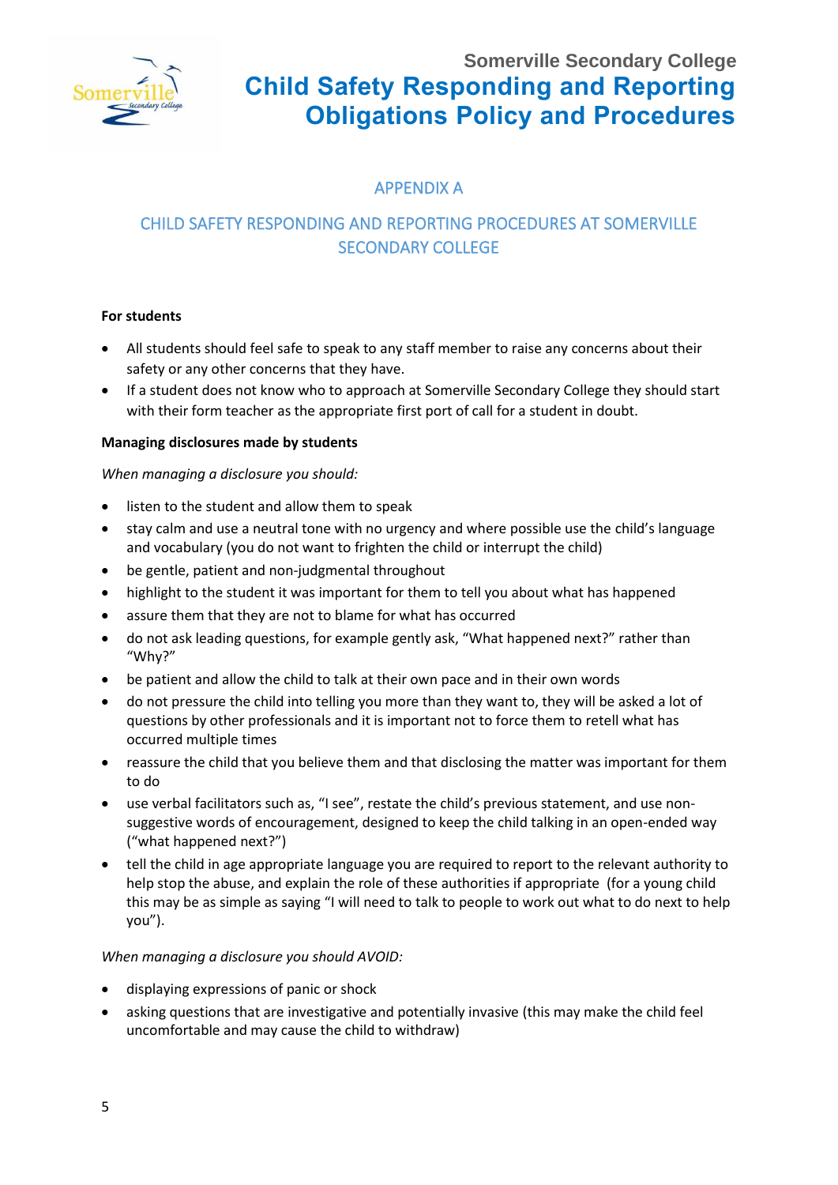## APPENDIX A

## CHILD SAFETY RESPONDING AND REPORTING PROCEDURES AT SOMERVILLE SECONDARY COLLEGE

**For students**

- All students should feel safe to speak to any staff member to raise any concerns about their safety or any other concerns that they have.
- If a student does not know who to approach at Somerville Secondary College they should start with their form teacher as the appropriate first port of call for a student in doubt.

**Managing disclosures made by students**

*When managing a disclosure you should:*

- listen to the student and allow them to speak
- stay calm and use a neutral tone with no urgency and where possible use the child's language and vocabulary (you do not want to frighten the child or interrupt the child)
- be gentle, patient and non-judgmental throughout
- highlight to the student it was important for them to tell you about what has happened
- assure them that they are not to blame for what has occurred
- do not ask leading questions, for example gently ask, "What happened next?" rather than "Why?"
- be patient and allow the child to talk at their own pace and in their own words
- do not pressure the child into telling you more than they want to, they will be asked a lot of questions by other professionals and it is important not to force them to retell what has occurred multiple times
- reassure the child that you believe them and that disclosing the matter was important for them to do
- use verbal facilitators such as, "I see", restate the child's previous statement, and use non-suggestive words of encouragement, designed to keep the child talking in an open-ended way ("what happened next?")
- tell the child in age appropriate language you are required to report to the relevant authority to help stop the abuse, and explain the role of these authorities if appropriate (for a young child this may be as simple as saying "I will need to talk to people to work out what to do next to help you").

*When managing a disclosure you should AVOID:*

- displaying expressions of panic or shock
- asking questions that are investigative and potentially invasive (this may make the child feel uncomfortable and may cause the child to withdraw)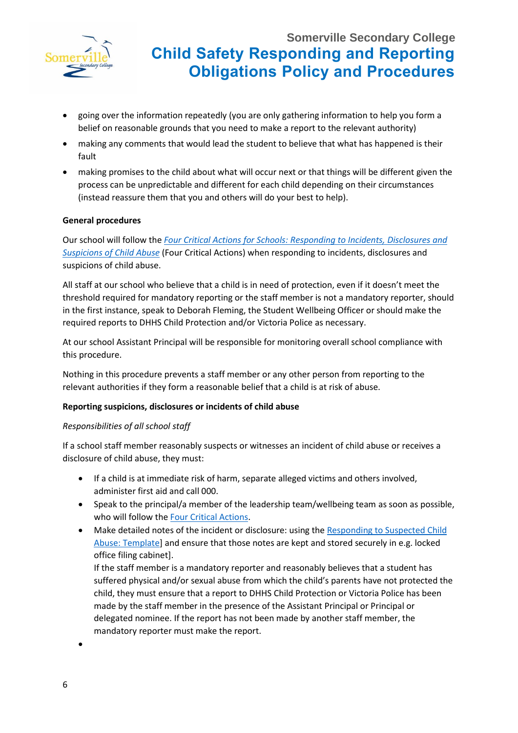- going over the information repeatedly (you are only gathering information to help you form a belief on reasonable grounds that you need to make a report to the relevant authority)
- making any comments that would lead the student to believe that what has happened is their fault
- making promises to the child about what will occur next or that things will be different given the process can be unpredictable and different for each child depending on their circumstances (instead reassure them that you and others will do your best to help).

**General procedures**

Our school will follow the *Four Critical Actions for Schools: Responding to Incidents, Disclosures and Suspicions of Child Abuse* (Four Critical Actions) when responding to incidents, disclosures and suspicions of child abuse.

All staff at our school who believe that a child is in need of protection, even if it doesn't meet the threshold required for mandatory reporting or the staff member is not a mandatory reporter, should in the first instance, speak to Deborah Fleming, the Student Wellbeing Officer or should make the required reports to DHHS Child Protection and/or Victoria Police as necessary.

At our school Assistant Principal will be responsible for monitoring overall school compliance with this procedure.

Nothing in this procedure prevents a staff member or any other person from reporting to the relevant authorities if they form a reasonable belief that a child is at risk of abuse.

**Reporting suspicions, disclosures or incidents of child abuse**

*Responsibilities of all school staff*

If a school staff member reasonably suspects or witnesses an incident of child abuse or receives a disclosure of child abuse, they must:

- If a child is at immediate risk of harm, separate alleged victims and others involved, administer first aid and call 000.
- Speak to the principal/a member of the leadership team/wellbeing team as soon as possible, who will follow the Four Critical Actions.
- Make detailed notes of the incident or disclosure: using the Responding to Suspected Child Abuse: Template] and ensure that those notes are kept and stored securely in e.g. locked office filing cabinet].
  If the staff member is a mandatory reporter and reasonably believes that a student has suffered physical and/or sexual abuse from which the child's parents have not protected the child, they must ensure that a report to DHHS Child Protection or Victoria Police has been made by the staff member in the presence of the Assistant Principal or Principal or delegated nominee. If the report has not been made by another staff member, the mandatory reporter must make the report.
-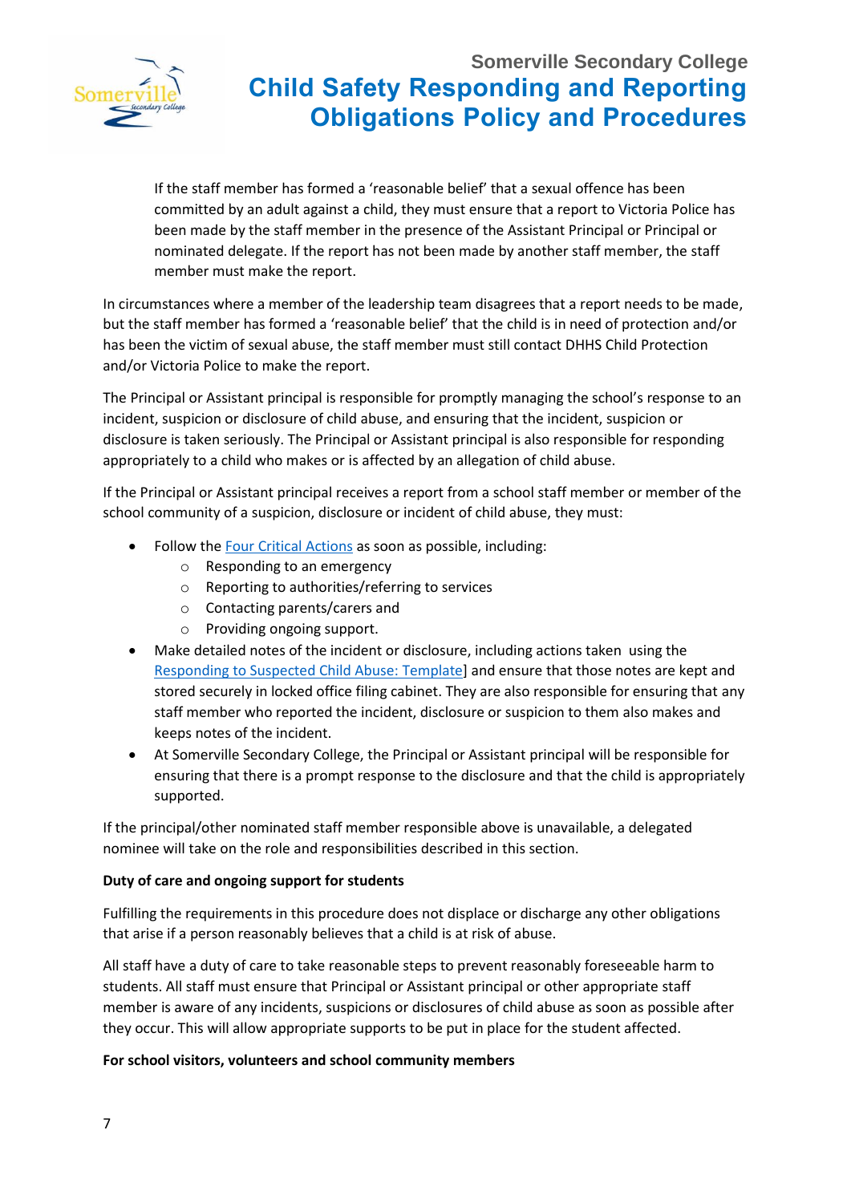If the staff member has formed a 'reasonable belief' that a sexual offence has been committed by an adult against a child, they must ensure that a report to Victoria Police has been made by the staff member in the presence of the Assistant Principal or Principal or nominated delegate. If the report has not been made by another staff member, the staff member must make the report.

In circumstances where a member of the leadership team disagrees that a report needs to be made, but the staff member has formed a 'reasonable belief' that the child is in need of protection and/or has been the victim of sexual abuse, the staff member must still contact DHHS Child Protection and/or Victoria Police to make the report.

The Principal or Assistant principal is responsible for promptly managing the school's response to an incident, suspicion or disclosure of child abuse, and ensuring that the incident, suspicion or disclosure is taken seriously. The Principal or Assistant principal is also responsible for responding appropriately to a child who makes or is affected by an allegation of child abuse.

If the Principal or Assistant principal receives a report from a school staff member or member of the school community of a suspicion, disclosure or incident of child abuse, they must:

- Follow the Four Critical Actions as soon as possible, including:
  - Responding to an emergency
  - Reporting to authorities/referring to services
  - Contacting parents/carers and
  - Providing ongoing support.
- Make detailed notes of the incident or disclosure, including actions taken using the Responding to Suspected Child Abuse: Template] and ensure that those notes are kept and stored securely in locked office filing cabinet. They are also responsible for ensuring that any staff member who reported the incident, disclosure or suspicion to them also makes and keeps notes of the incident.
- At Somerville Secondary College, the Principal or Assistant principal will be responsible for ensuring that there is a prompt response to the disclosure and that the child is appropriately supported.

If the principal/other nominated staff member responsible above is unavailable, a delegated nominee will take on the role and responsibilities described in this section.

**Duty of care and ongoing support for students**

Fulfilling the requirements in this procedure does not displace or discharge any other obligations that arise if a person reasonably believes that a child is at risk of abuse.

All staff have a duty of care to take reasonable steps to prevent reasonably foreseeable harm to students. All staff must ensure that Principal or Assistant principal or other appropriate staff member is aware of any incidents, suspicions or disclosures of child abuse as soon as possible after they occur. This will allow appropriate supports to be put in place for the student affected.

**For school visitors, volunteers and school community members**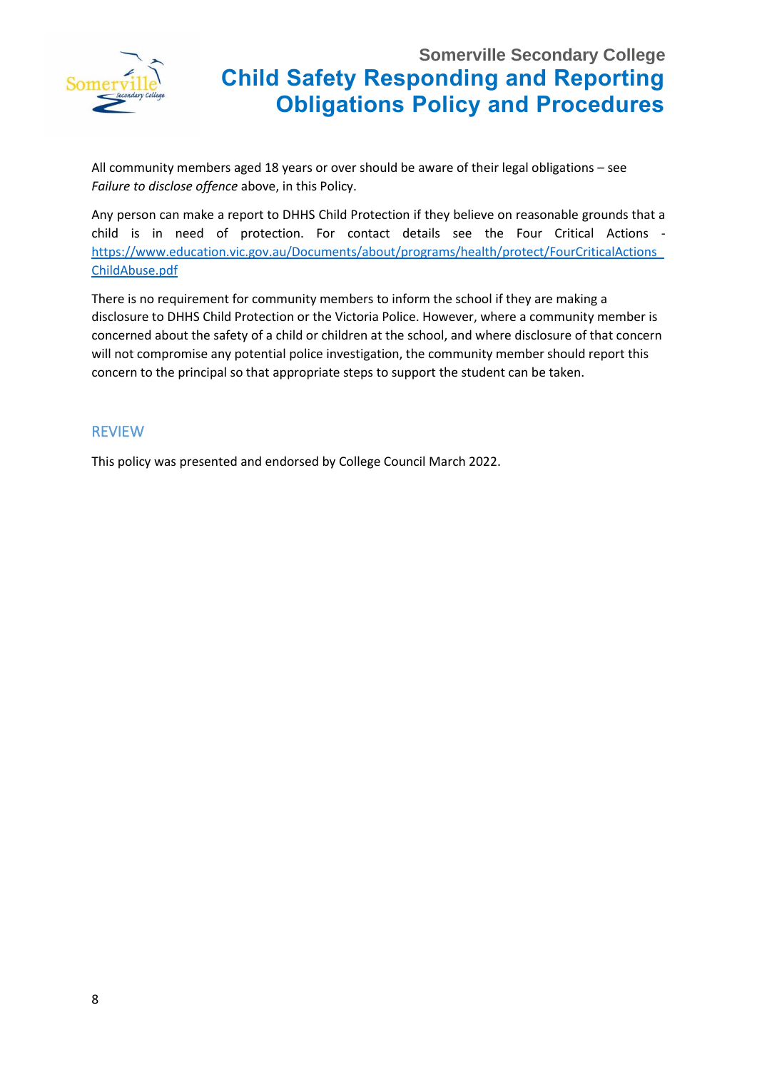All community members aged 18 years or over should be aware of their legal obligations – see *Failure to disclose offence* above, in this Policy.

Any person can make a report to DHHS Child Protection if they believe on reasonable grounds that a child is in need of protection. For contact details see the Four Critical Actions - https://www.education.vic.gov.au/Documents/about/programs/health/protect/FourCriticalActions_ChildAbuse.pdf

There is no requirement for community members to inform the school if they are making a disclosure to DHHS Child Protection or the Victoria Police. However, where a community member is concerned about the safety of a child or children at the school, and where disclosure of that concern will not compromise any potential police investigation, the community member should report this concern to the principal so that appropriate steps to support the student can be taken.

## REVIEW

This policy was presented and endorsed by College Council March 2022.